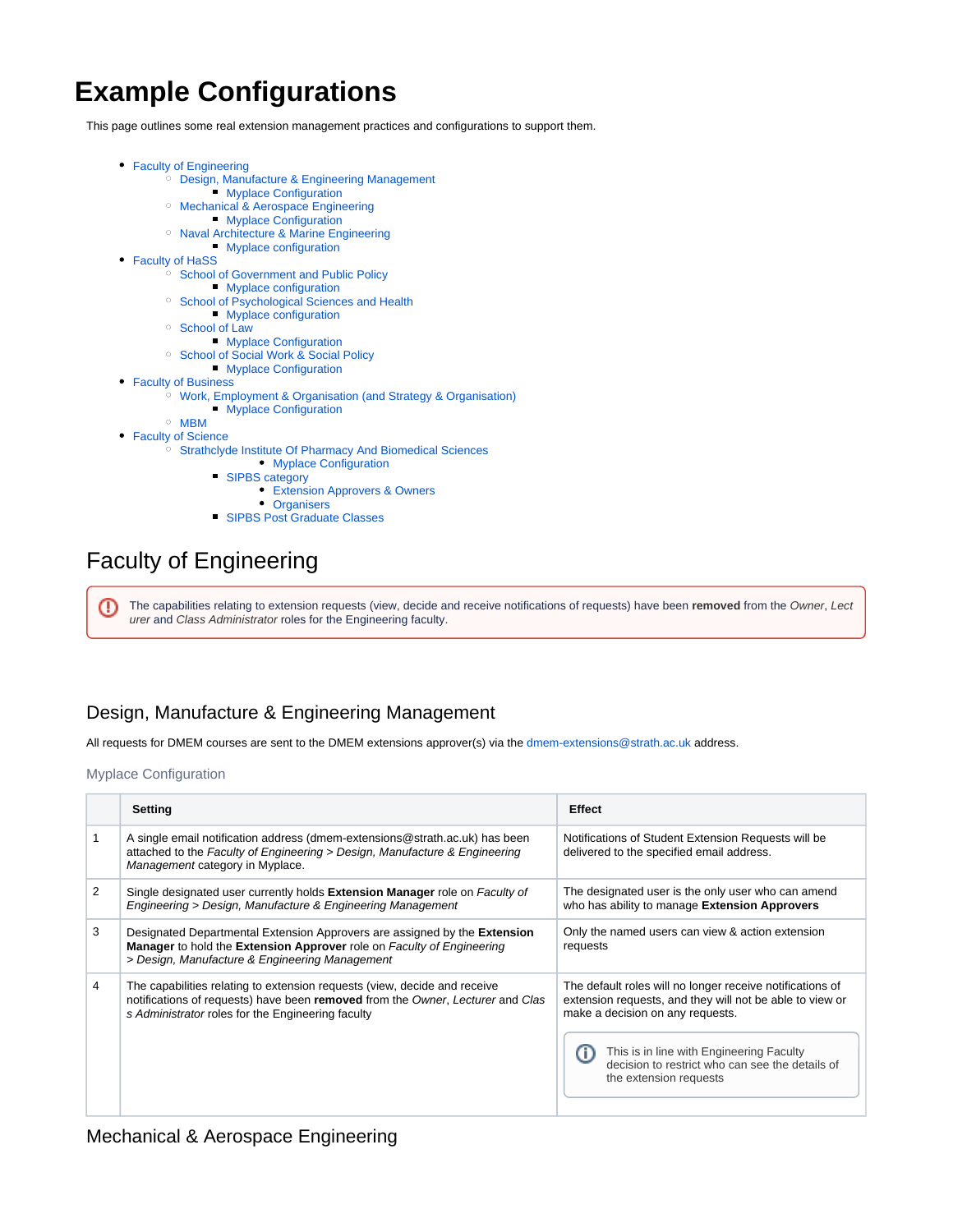# Example Configurations

This page outlines some real extension management practices and configurations to support them.

- Faculty of Engineering
  - Design, Manufacture & Engineering Management
    - Myplace Configuration
  - Mechanical & Aerospace Engineering
    - Myplace Configuration
  - Naval Architecture & Marine Engineering
    - Myplace configuration
- Faculty of HaSS
  - School of Government and Public Policy
    - Myplace configuration
  - School of Psychological Sciences and Health
    - Myplace configuration
  - School of Law
    - Myplace Configuration
  - School of Social Work & Social Policy
    - Myplace Configuration
- Faculty of Business
  - Work, Employment & Organisation (and Strategy & Organisation)
    - Myplace Configuration
  - MBM
- Faculty of Science
  - Strathclyde Institute Of Pharmacy And Biomedical Sciences
    - Myplace Configuration
    - SIPBS category
      - Extension Approvers & Owners
      - Organisers
    - SIPBS Post Graduate Classes

## Faculty of Engineering

> The capabilities relating to extension requests (view, decide and receive notifications of requests) have been **removed** from the *Owner*, *Lecturer* and *Class Administrator* roles for the Engineering faculty.

### Design, Manufacture & Engineering Management

All requests for DMEM courses are sent to the DMEM extensions approver(s) via the dmem-extensions@strath.ac.uk address.

#### Myplace Configuration

| | Setting | Effect |
|---|---|---|
| 1 | A single email notification address (dmem-extensions@strath.ac.uk) has been attached to the *Faculty of Engineering > Design, Manufacture & Engineering Management* category in Myplace. | Notifications of Student Extension Requests will be delivered to the specified email address. |
| 2 | Single designated user currently holds **Extension Manager** role on *Faculty of Engineering > Design, Manufacture & Engineering Management* | The designated user is the only user who can amend who has ability to manage **Extension Approvers** |
| 3 | Designated Departmental Extension Approvers are assigned by the **Extension Manager** to hold the **Extension Approver** role on *Faculty of Engineering > Design, Manufacture & Engineering Management* | Only the named users can view & action extension requests |
| 4 | The capabilities relating to extension requests (view, decide and receive notifications of requests) have been **removed** from the *Owner*, *Lecturer* and *Class Administrator* roles for the Engineering faculty | The default roles will no longer receive notifications of extension requests, and they will not be able to view or make a decision on any requests. <br><br> This is in line with Engineering Faculty decision to restrict who can see the details of the extension requests |

### Mechanical & Aerospace Engineering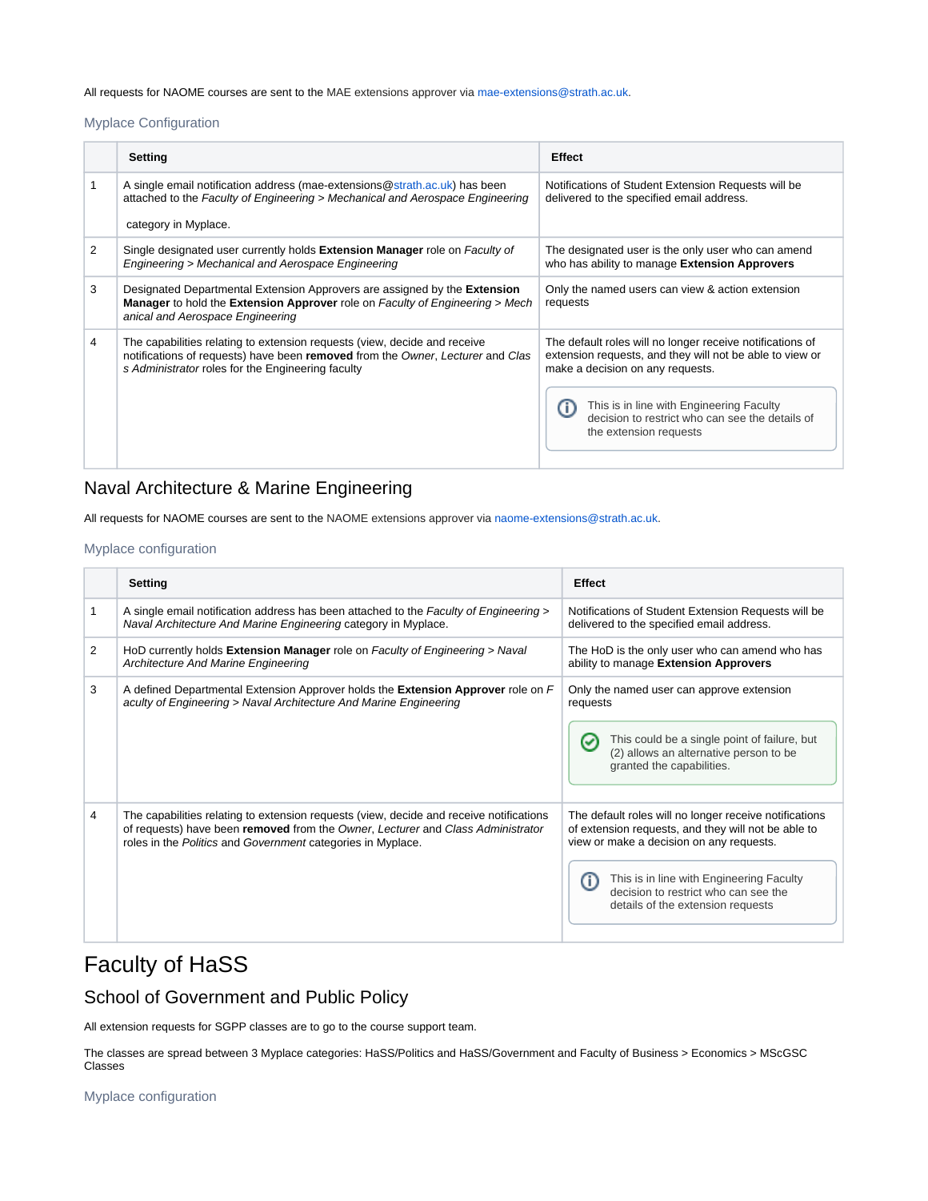All requests for NAOME courses are sent to the MAE extensions approver via mae-extensions@strath.ac.uk.

### Myplace Configuration

| | Setting | Effect |
|---|---|---|
| 1 | A single email notification address (mae-extensions@strath.ac.uk) has been attached to the *Faculty of Engineering > Mechanical and Aerospace Engineering* category in Myplace. | Notifications of Student Extension Requests will be delivered to the specified email address. |
| 2 | Single designated user currently holds **Extension Manager** role on *Faculty of Engineering > Mechanical and Aerospace Engineering* | The designated user is the only user who can amend who has ability to manage **Extension Approvers** |
| 3 | Designated Departmental Extension Approvers are assigned by the **Extension Manager** to hold the **Extension Approver** role on *Faculty of Engineering > Mechanical and Aerospace Engineering* | Only the named users can view & action extension requests |
| 4 | The capabilities relating to extension requests (view, decide and receive notifications of requests) have been **removed** from the *Owner*, *Lecturer* and *Class Administrator* roles for the Engineering faculty | The default roles will no longer receive notifications of extension requests, and they will not be able to view or make a decision on any requests. This is in line with Engineering Faculty decision to restrict who can see the details of the extension requests |

## Naval Architecture & Marine Engineering

All requests for NAOME courses are sent to the NAOME extensions approver via naome-extensions@strath.ac.uk.

### Myplace configuration

| | Setting | Effect |
|---|---|---|
| 1 | A single email notification address has been attached to the *Faculty of Engineering > Naval Architecture And Marine Engineering* category in Myplace. | Notifications of Student Extension Requests will be delivered to the specified email address. |
| 2 | HoD currently holds **Extension Manager** role on *Faculty of Engineering > Naval Architecture And Marine Engineering* | The HoD is the only user who can amend who has ability to manage **Extension Approvers** |
| 3 | A defined Departmental Extension Approver holds the **Extension Approver** role on *Faculty of Engineering > Naval Architecture And Marine Engineering* | Only the named user can approve extension requests. This could be a single point of failure, but (2) allows an alternative person to be granted the capabilities. |
| 4 | The capabilities relating to extension requests (view, decide and receive notifications of requests) have been **removed** from the *Owner*, *Lecturer* and *Class Administrator* roles in the *Politics* and *Government* categories in Myplace. | The default roles will no longer receive notifications of extension requests, and they will not be able to view or make a decision on any requests. This is in line with Engineering Faculty decision to restrict who can see the details of the extension requests |

# Faculty of HaSS

## School of Government and Public Policy

All extension requests for SGPP classes are to go to the course support team.

The classes are spread between 3 Myplace categories: HaSS/Politics and HaSS/Government and Faculty of Business > Economics > MScGSC Classes

### Myplace configuration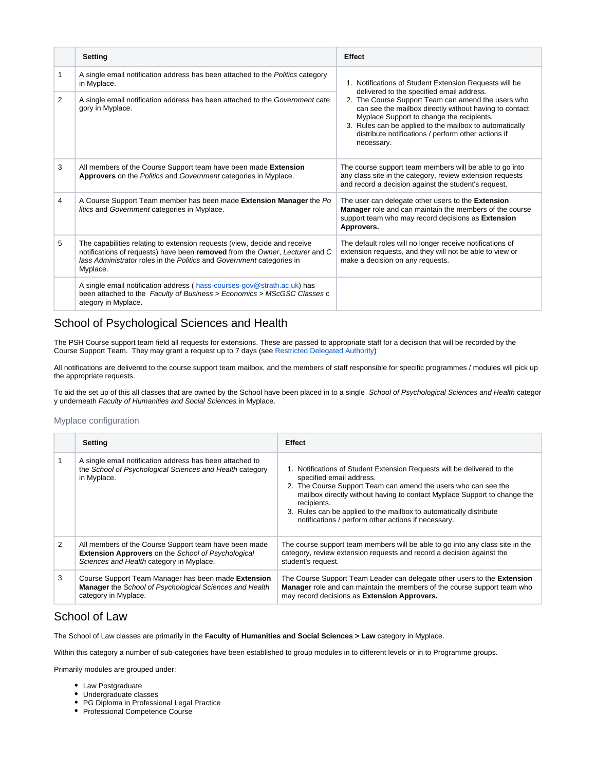|   | Setting | Effect |
|---|---|---|
| 1 | A single email notification address has been attached to the *Politics* category in Myplace. | 1. Notifications of Student Extension Requests will be delivered to the specified email address. 2. The Course Support Team can amend the users who can see the mailbox directly without having to contact Myplace Support to change the recipients. 3. Rules can be applied to the mailbox to automatically distribute notifications / perform other actions if necessary. |
| 2 | A single email notification address has been attached to the *Government* category in Myplace. | |
| 3 | All members of the Course Support team have been made **Extension Approvers** on the *Politics* and *Government* categories in Myplace. | The course support team members will be able to go into any class site in the category, review extension requests and record a decision against the student's request. |
| 4 | A Course Support Team member has been made **Extension Manager** the *Politics* and *Government* categories in Myplace. | The user can delegate other users to the **Extension Manager** role and can maintain the members of the course support team who may record decisions as **Extension Approvers.** |
| 5 | The capabilities relating to extension requests (view, decide and receive notifications of requests) have been **removed** from the *Owner*, *Lecturer* and *Class Administrator* roles in the *Politics* and *Government* categories in Myplace. | The default roles will no longer receive notifications of extension requests, and they will not be able to view or make a decision on any requests. |
|   | A single email notification address ( hass-courses-gov@strath.ac.uk) has been attached to the *Faculty of Business > Economics > MScGSC Classes* category in Myplace. | |

## School of Psychological Sciences and Health

The PSH Course support team field all requests for extensions. These are passed to appropriate staff for a decision that will be recorded by the Course Support Team. They may grant a request up to 7 days (see Restricted Delegated Authority)

All notifications are delivered to the course support team mailbox, and the members of staff responsible for specific programmes / modules will pick up the appropriate requests.

To aid the set up of this all classes that are owned by the School have been placed in to a single *School of Psychological Sciences and Health* category underneath *Faculty of Humanities and Social Sciences* in Myplace.

### Myplace configuration

|   | Setting | Effect |
|---|---|---|
| 1 | A single email notification address has been attached to the *School of Psychological Sciences and Health* category in Myplace. | 1. Notifications of Student Extension Requests will be delivered to the specified email address. 2. The Course Support Team can amend the users who can see the mailbox directly without having to contact Myplace Support to change the recipients. 3. Rules can be applied to the mailbox to automatically distribute notifications / perform other actions if necessary. |
| 2 | All members of the Course Support team have been made **Extension Approvers** on the *School of Psychological Sciences and Health* category in Myplace. | The course support team members will be able to go into any class site in the category, review extension requests and record a decision against the student's request. |
| 3 | Course Support Team Manager has been made **Extension Manager** the *School of Psychological Sciences and Health* category in Myplace. | The Course Support Team Leader can delegate other users to the **Extension Manager** role and can maintain the members of the course support team who may record decisions as **Extension Approvers.** |

## School of Law

The School of Law classes are primarily in the **Faculty of Humanities and Social Sciences > Law** category in Myplace.

Within this category a number of sub-categories have been established to group modules in to different levels or in to Programme groups.

Primarily modules are grouped under:

- Law Postgraduate
- Undergraduate classes
- PG Diploma in Professional Legal Practice
- Professional Competence Course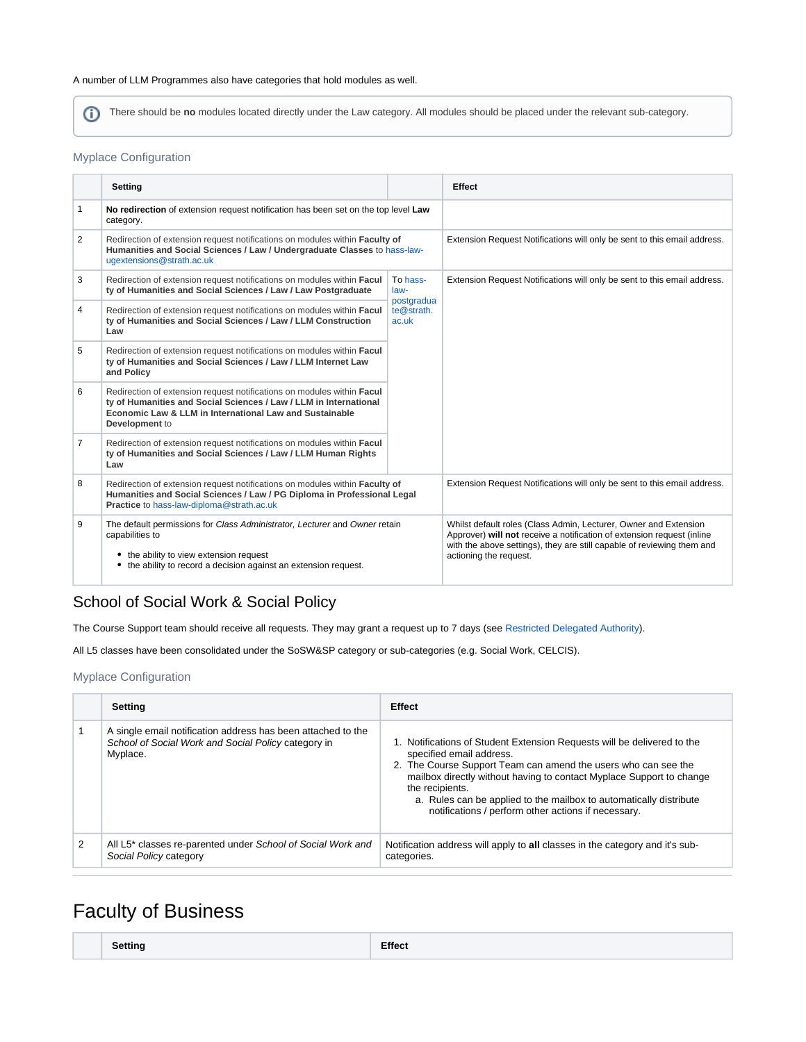A number of LLM Programmes also have categories that hold modules as well.

> ⓘ There should be **no** modules located directly under the Law category. All modules should be placed under the relevant sub-category.

### Myplace Configuration

| | Setting | | Effect |
|---|---|---|---|
| 1 | **No redirection** of extension request notification has been set on the top level **Law** category. | | |
| 2 | Redirection of extension request notifications on modules within **Faculty of Humanities and Social Sciences / Law / Undergraduate Classes** to hass-law-ugextensions@strath.ac.uk | | Extension Request Notifications will only be sent to this email address. |
| 3 | Redirection of extension request notifications on modules within **Faculty of Humanities and Social Sciences / Law / Law Postgraduate** | To hass-law-postgraduate@strath.ac.uk | Extension Request Notifications will only be sent to this email address. |
| 4 | Redirection of extension request notifications on modules within **Faculty of Humanities and Social Sciences / Law / LLM Construction Law** | | |
| 5 | Redirection of extension request notifications on modules within **Faculty of Humanities and Social Sciences / Law / LLM Internet Law and Policy** | | |
| 6 | Redirection of extension request notifications on modules within **Faculty of Humanities and Social Sciences / Law / LLM in International Economic Law & LLM in International Law and Sustainable Development** to | | |
| 7 | Redirection of extension request notifications on modules within **Faculty of Humanities and Social Sciences / Law / LLM Human Rights Law** | | |
| 8 | Redirection of extension request notifications on modules within **Faculty of Humanities and Social Sciences / Law / PG Diploma in Professional Legal Practice** to hass-law-diploma@strath.ac.uk | | Extension Request Notifications will only be sent to this email address. |
| 9 | The default permissions for *Class Administrator, Lecturer* and *Owner* retain capabilities to<br>• the ability to view extension request<br>• the ability to record a decision against an extension request. | | Whilst default roles (Class Admin, Lecturer, Owner and Extension Approver) **will not** receive a notification of extension request (inline with the above settings), they are still capable of reviewing them and actioning the request. |

## School of Social Work & Social Policy

The Course Support team should receive all requests. They may grant a request up to 7 days (see Restricted Delegated Authority).

All L5 classes have been consolidated under the SoSW&SP category or sub-categories (e.g. Social Work, CELCIS).

### Myplace Configuration

| | Setting | Effect |
|---|---|---|
| 1 | A single email notification address has been attached to the *School of Social Work and Social Policy* category in Myplace. | 1. Notifications of Student Extension Requests will be delivered to the specified email address.<br>2. The Course Support Team can amend the users who can see the mailbox directly without having to contact Myplace Support to change the recipients.<br>&nbsp;&nbsp;&nbsp;a. Rules can be applied to the mailbox to automatically distribute notifications / perform other actions if necessary. |
| 2 | All L5* classes re-parented under *School of Social Work and Social Policy* category | Notification address will apply to **all** classes in the category and it's sub-categories. |

---

# Faculty of Business

| | Setting | Effect |
|---|---|---|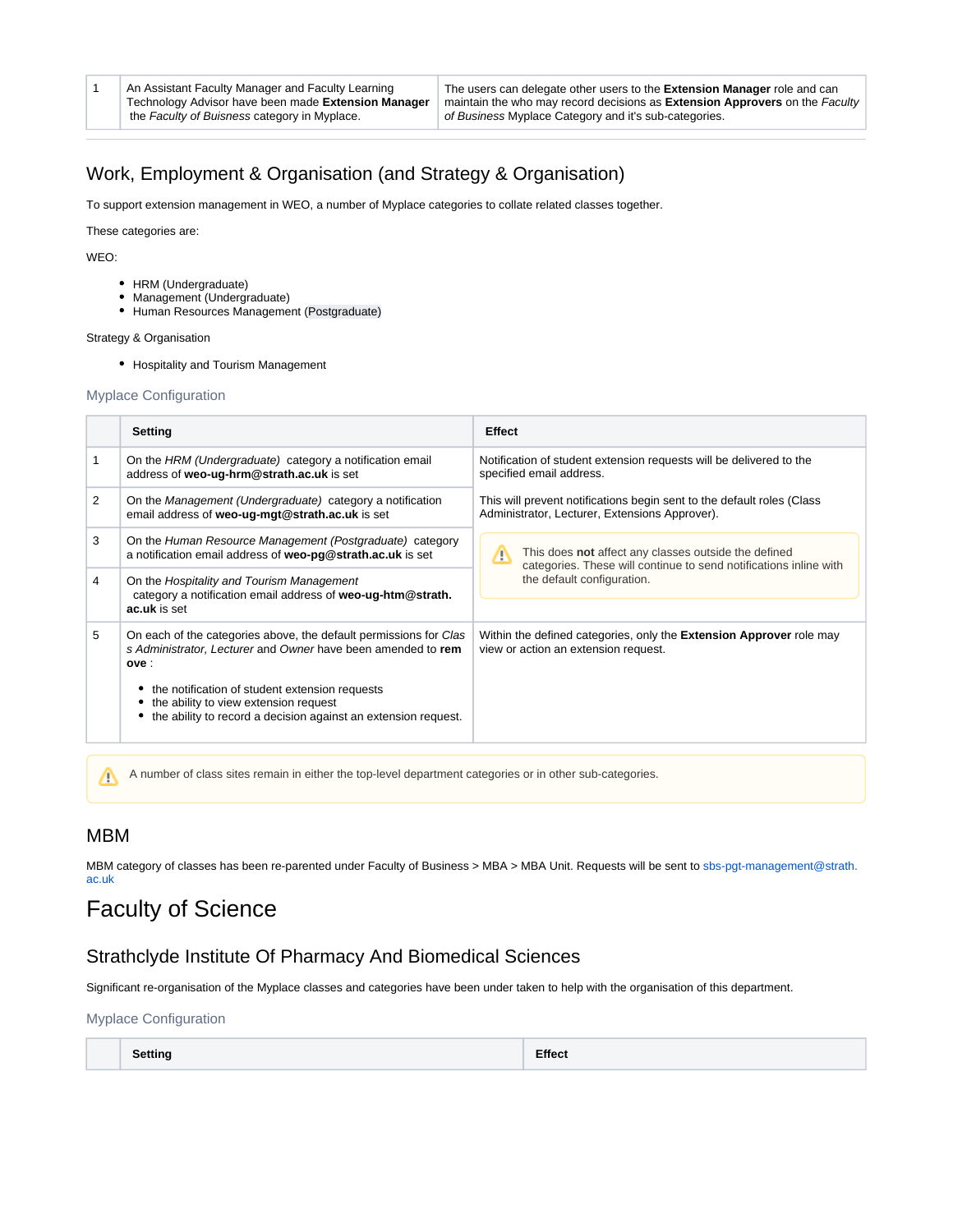| 1 | An Assistant Faculty Manager and Faculty Learning Technology Advisor have been made **Extension Manager** the *Faculty of Buisness* category in Myplace. | The users can delegate other users to the **Extension Manager** role and can maintain the who may record decisions as **Extension Approvers** on the *Faculty of Business* Myplace Category and it's sub-categories. |
|---|---|---|

## Work, Employment & Organisation (and Strategy & Organisation)

To support extension management in WEO, a number of Myplace categories to collate related classes together.

These categories are:

WEO:

- HRM (Undergraduate)
- Management (Undergraduate)
- Human Resources Management (Postgraduate)

Strategy & Organisation

- Hospitality and Tourism Management

### Myplace Configuration

| | Setting | Effect |
|---|---|---|
| 1 | On the *HRM (Undergraduate)* category a notification email address of **weo-ug-hrm@strath.ac.uk** is set | Notification of student extension requests will be delivered to the specified email address.<br><br>This will prevent notifications begin sent to the default roles (Class Administrator, Lecturer, Extensions Approver).<br><br>⚠ This does **not** affect any classes outside the defined categories. These will continue to send notifications inline with the default configuration. |
| 2 | On the *Management (Undergraduate)* category a notification email address of **weo-ug-mgt@strath.ac.uk** is set | |
| 3 | On the *Human Resource Management (Postgraduate)* category a notification email address of **weo-pg@strath.ac.uk** is set | |
| 4 | On the *Hospitality and Tourism Management* category a notification email address of **weo-ug-htm@strath.ac.uk** is set | |
| 5 | On each of the categories above, the default permissions for *Class Administrator, Lecturer* and *Owner* have been amended to **remove** :<br><br>- the notification of student extension requests<br>- the ability to view extension request<br>- the ability to record a decision against an extension request. | Within the defined categories, only the **Extension Approver** role may view or action an extension request. |

⚠ A number of class sites remain in either the top-level department categories or in other sub-categories.

## MBM

MBM category of classes has been re-parented under Faculty of Business > MBA > MBA Unit. Requests will be sent to sbs-pgt-management@strath.ac.uk

# Faculty of Science

## Strathclyde Institute Of Pharmacy And Biomedical Sciences

Significant re-organisation of the Myplace classes and categories have been under taken to help with the organisation of this department.

### Myplace Configuration

| | Setting | Effect |
|---|---|---|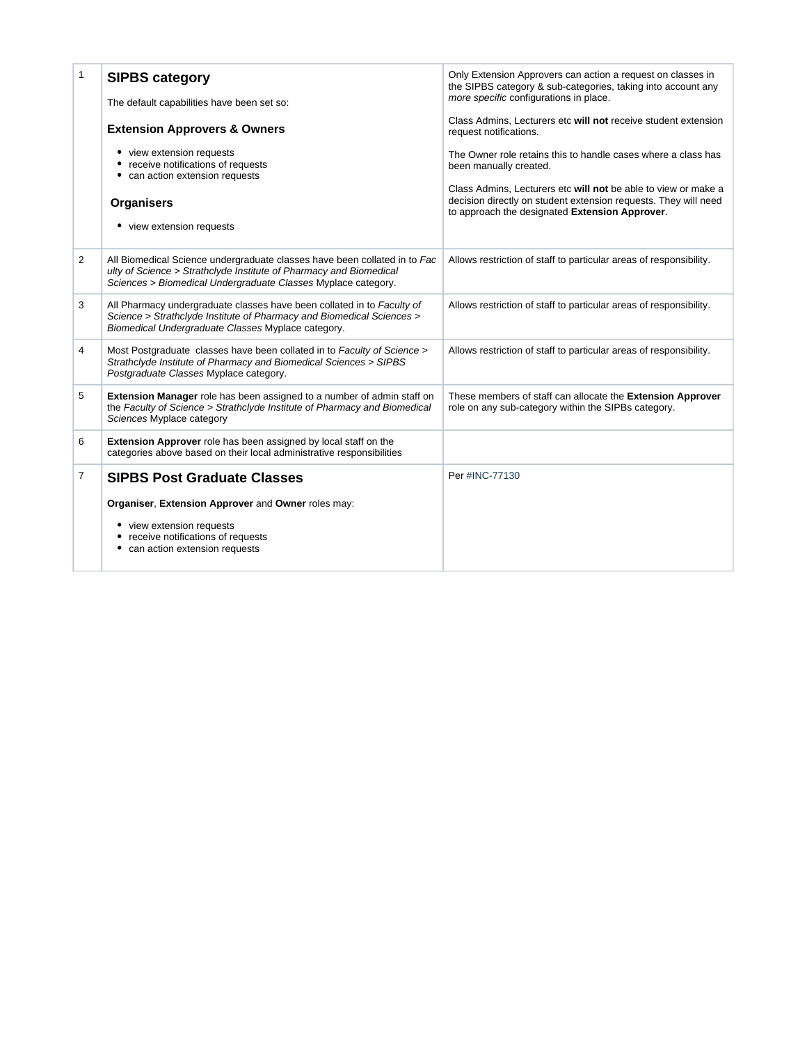| | | |
|---|---|---|
| 1 | **SIPBS category**<br><br>The default capabilities have been set so:<br><br>**Extension Approvers & Owners**<br><br>• view extension requests<br>• receive notifications of requests<br>• can action extension requests<br><br>**Organisers**<br><br>• view extension requests | Only Extension Approvers can action a request on classes in the SIPBS category & sub-categories, taking into account any *more specific* configurations in place.<br><br>Class Admins, Lecturers etc **will not** receive student extension request notifications.<br><br>The Owner role retains this to handle cases where a class has been manually created.<br><br>Class Admins, Lecturers etc **will not** be able to view or make a decision directly on student extension requests. They will need to approach the designated **Extension Approver**. |
| 2 | All Biomedical Science undergraduate classes have been collated in to *Faculty of Science > Strathclyde Institute of Pharmacy and Biomedical Sciences > Biomedical Undergraduate Classes* Myplace category. | Allows restriction of staff to particular areas of responsibility. |
| 3 | All Pharmacy undergraduate classes have been collated in to *Faculty of Science > Strathclyde Institute of Pharmacy and Biomedical Sciences > Biomedical Undergraduate Classes* Myplace category. | Allows restriction of staff to particular areas of responsibility. |
| 4 | Most Postgraduate classes have been collated in to *Faculty of Science > Strathclyde Institute of Pharmacy and Biomedical Sciences > SIPBS Postgraduate Classes* Myplace category. | Allows restriction of staff to particular areas of responsibility. |
| 5 | **Extension Manager** role has been assigned to a number of admin staff on the *Faculty of Science > Strathclyde Institute of Pharmacy and Biomedical Sciences* Myplace category | These members of staff can allocate the **Extension Approver** role on any sub-category within the SIPBs category. |
| 6 | **Extension Approver** role has been assigned by local staff on the categories above based on their local administrative responsibilities | |
| 7 | **SIPBS Post Graduate Classes**<br><br>**Organiser**, **Extension Approver** and **Owner** roles may:<br><br>• view extension requests<br>• receive notifications of requests<br>• can action extension requests | Per #INC-77130 |